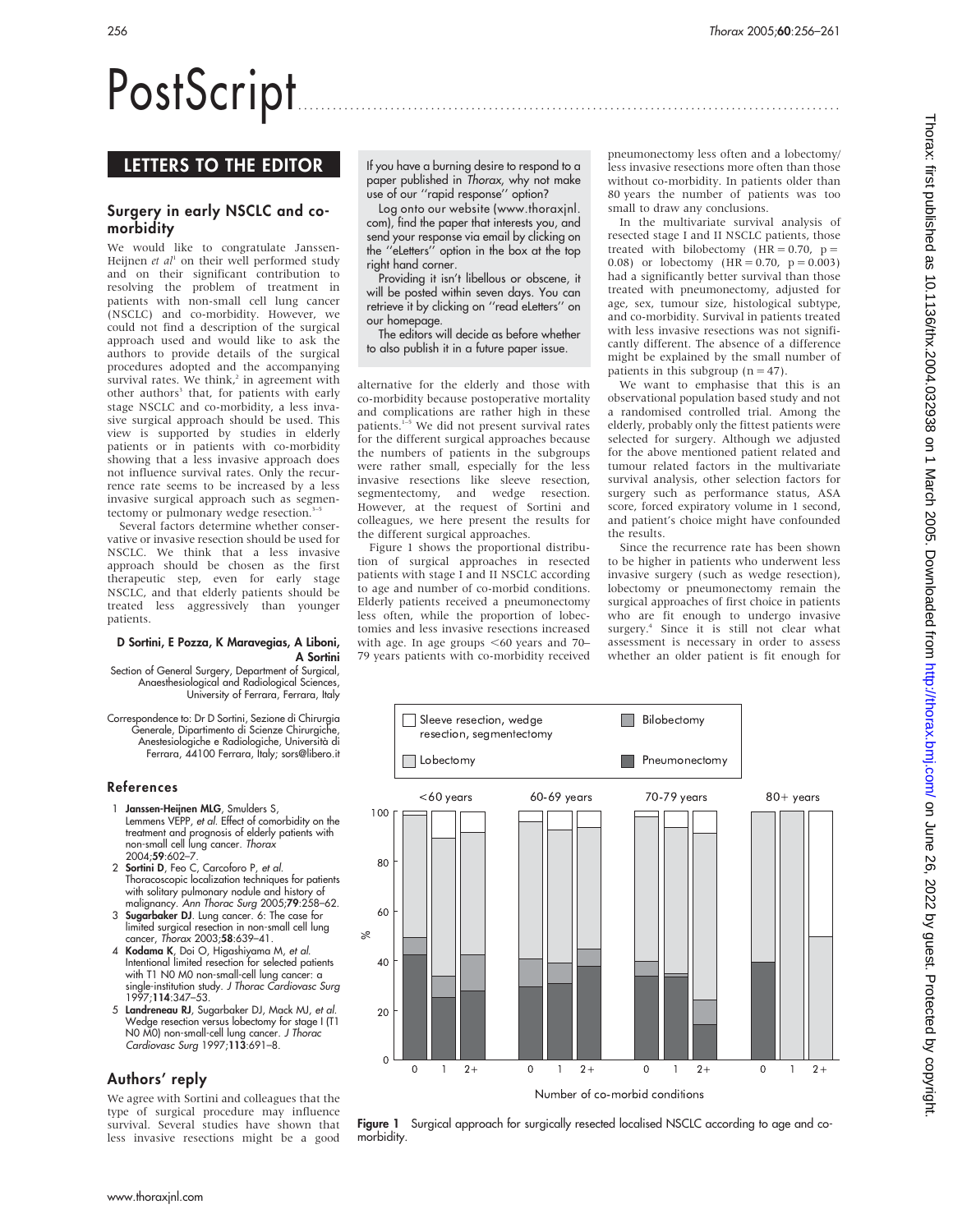# PostScript

## LETTERS TO THE EDITOR

### Surgery in early NSCLC and co-morbidity

We would like to congratulate Janssen-Heijnen *et al*[1] on their well performed study and on their significant contribution to resolving the problem of treatment in patients with non-small cell lung cancer (NSCLC) and co-morbidity. However, we could not find a description of the surgical approach used and would like to ask the authors to provide details of the surgical procedures adopted and the accompanying survival rates. We think,[2] in agreement with other authors[3] that, for patients with early stage NSCLC and co-morbidity, a less invasive surgical approach should be used. This view is supported by studies in elderly patients or in patients with co-morbidity showing that a less invasive approach does not influence survival rates. Only the recurrence rate seems to be increased by a less invasive surgical approach such as segmentectomy or pulmonary wedge resection.[3–5]

Several factors determine whether conservative or invasive resection should be used for NSCLC. We think that a less invasive approach should be chosen as the first therapeutic step, even for early stage NSCLC, and that elderly patients should be treated less aggressively than younger patients.

**D Sortini, E Pozza, K Maravegias, A Liboni, A Sortini**

Section of General Surgery, Department of Surgical, Anaesthesiological and Radiological Sciences, University of Ferrara, Ferrara, Italy

Correspondence to: Dr D Sortini, Sezione di Chirurgia Generale, Dipartimento di Scienze Chirurgiche, Anestesiologiche e Radiologiche, Università di Ferrara, 44100 Ferrara, Italy; sors@libero.it

#### References

1. **Janssen-Heijnen MLG**, Smulders S, Lemmens VEPP, *et al*. Effect of comorbidity on the treatment and prognosis of elderly patients with non-small cell lung cancer. *Thorax* 2004;**59**:602–7.
2. **Sortini D**, Feo C, Carcoforo P, *et al*. Thoracoscopic localization techniques for patients with solitary pulmonary nodule and history of malignancy. *Ann Thorac Surg* 2005;**79**:258–62.
3. **Sugarbaker DJ**. Lung cancer. 6: The case for limited surgical resection in non-small cell lung cancer, *Thorax* 2003;**58**:639–41.
4. **Kodama K**, Doi O, Higashiyama M, *et al*. Intentional limited resection for selected patients with T1 N0 M0 non-small-cell lung cancer: a single-institution study. *J Thorac Cardiovasc Surg* 1997;**114**:347–53.
5. **Landreneau RJ**, Sugarbaker DJ, Mack MJ, *et al*. Wedge resection versus lobectomy for stage I (T1 N0 M0) non-small-cell lung cancer. *J Thorac Cardiovasc Surg* 1997;**113**:691–8.

If you have a burning desire to respond to a paper published in *Thorax*, why not make use of our "rapid response" option?

Log onto our website (www.thoraxjnl.com), find the paper that interests you, and send your response via email by clicking on the "eLetters" option in the box at the top right hand corner.

Providing it isn't libellous or obscene, it will be posted within seven days. You can retrieve it by clicking on "read eLetters" on our homepage.

The editors will decide as before whether to also publish it in a future paper issue.

### Authors' reply

We agree with Sortini and colleagues that the type of surgical procedure may influence survival. Several studies have shown that less invasive resections might be a good alternative for the elderly and those with co-morbidity because postoperative mortality and complications are rather high in these patients.[1–5] We did not present survival rates for the different surgical approaches because the numbers of patients in the subgroups were rather small, especially for the less invasive resections like sleeve resection, segmentectomy, and wedge resection. However, at the request of Sortini and colleagues, we here present the results for the different surgical approaches.

Figure 1 shows the proportional distribution of surgical approaches in resected patients with stage I and II NSCLC according to age and number of co-morbid conditions. Elderly patients received a pneumonectomy less often, while the proportion of lobectomies and less invasive resections increased with age. In age groups <60 years and 70–79 years patients with co-morbidity received pneumonectomy less often and a lobectomy/less invasive resections more often than those without co-morbidity. In patients older than 80 years the number of patients was too small to draw any conclusions.

In the multivariate survival analysis of resected stage I and II NSCLC patients, those treated with bilobectomy (HR = 0.70, p = 0.08) or lobectomy (HR = 0.70, p = 0.003) had a significantly better survival than those treated with pneumonectomy, adjusted for age, sex, tumour size, histological subtype, and co-morbidity. Survival in patients treated with less invasive resections was not significantly different. The absence of a difference might be explained by the small number of patients in this subgroup (n = 47).

We want to emphasise that this is an observational population based study and not a randomised controlled trial. Among the elderly, probably only the fittest patients were selected for surgery. Although we adjusted for the above mentioned patient related and tumour related factors in the multivariate survival analysis, other selection factors for surgery such as performance status, ASA score, forced expiratory volume in 1 second, and patient's choice might have confounded the results.

Since the recurrence rate has been shown to be higher in patients who underwent less invasive surgery (such as wedge resection), lobectomy or pneumonectomy remain the surgical approaches of first choice in patients who are fit enough to undergo invasive surgery.[4] Since it is still not clear what assessment is necessary in order to assess whether an older patient is fit enough for

**Figure 1** Surgical approach for surgically resected localised NSCLC according to age and co-morbidity.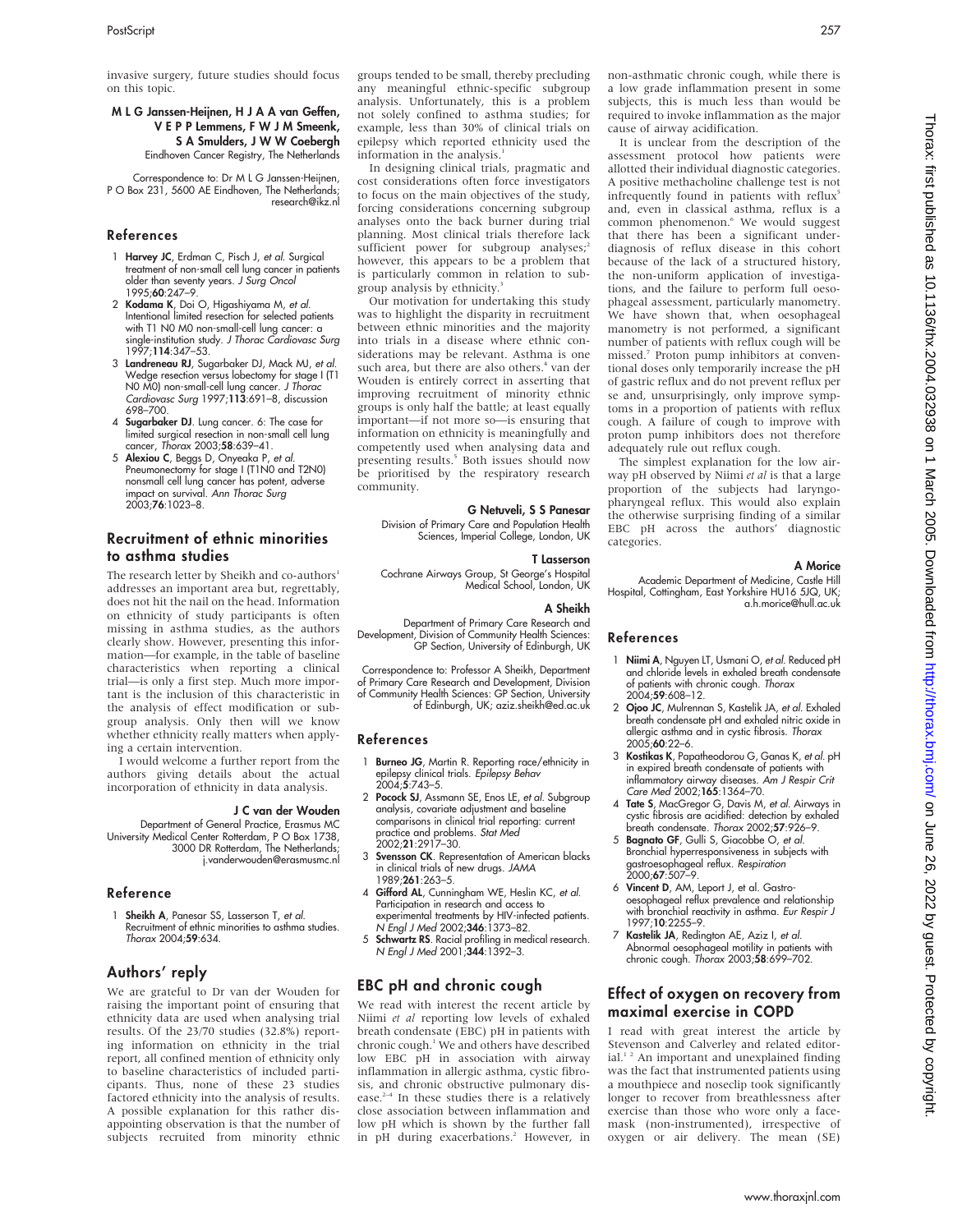invasive surgery, future studies should focus on this topic.

**M L G Janssen-Heijnen, H J A A van Geffen, V E P P Lemmens, F W J M Smeenk, S A Smulders, J W W Coebergh**
Eindhoven Cancer Registry, The Netherlands

Correspondence to: Dr M L G Janssen-Heijnen, P O Box 231, 5600 AE Eindhoven, The Netherlands; research@ikz.nl

### References

1. **Harvey JC**, Erdman C, Pisch J, *et al*. Surgical treatment of non-small cell lung cancer in patients older than seventy years. *J Surg Oncol* 1995;**60**:247–9.
2. **Kodama K**, Doi O, Higashiyama M, *et al*. Intentional limited resection for selected patients with T1 N0 M0 non-small-cell lung cancer: a single-institution study. *J Thorac Cardiovasc Surg* 1997;**114**:347–53.
3. **Landreneau RJ**, Sugarbaker DJ, Mack MJ, *et al*. Wedge resection versus lobectomy for stage I (T1 N0 M0) non-small-cell lung cancer. *J Thorac Cardiovasc Surg* 1997;**113**:691–8, discussion 698–700.
4. **Sugarbaker DJ**. Lung cancer. 6: The case for limited surgical resection in non-small cell lung cancer, *Thorax* 2003;**58**:639–41.
5. **Alexiou C**, Beggs D, Onyeaka P, *et al*. Pneumonectomy for stage I (T1N0 and T2N0) nonsmall cell lung cancer has potent, adverse impact on survival. *Ann Thorac Surg* 2003;**76**:1023–8.

## Recruitment of ethnic minorities to asthma studies

The research letter by Sheikh and co-authors[1] addresses an important area but, regrettably, does not hit the nail on the head. Information on ethnicity of study participants is often missing in asthma studies, as the authors clearly show. However, presenting this information—for example, in the table of baseline characteristics when reporting a clinical trial—is only a first step. Much more important is the inclusion of this characteristic in the analysis of effect modification or subgroup analysis. Only then will we know whether ethnicity really matters when applying a certain intervention.

I would welcome a further report from the authors giving details about the actual incorporation of ethnicity in data analysis.

**J C van der Wouden**
Department of General Practice, Erasmus MC University Medical Center Rotterdam, P O Box 1738, 3000 DR Rotterdam, The Netherlands; j.vanderwouden@erasmusmc.nl

### Reference

1. **Sheikh A**, Panesar SS, Lasserson T, *et al*. Recruitment of ethnic minorities to asthma studies. *Thorax* 2004;**59**:634.

## Authors' reply

We are grateful to Dr van der Wouden for raising the important point of ensuring that ethnicity data are used when analysing trial results. Of the 23/70 studies (32.8%) reporting information on ethnicity in the trial report, all confined mention of ethnicity only to baseline characteristics of included participants. Thus, none of these 23 studies factored ethnicity into the analysis of results. A possible explanation for this rather disappointing observation is that the number of subjects recruited from minority ethnic groups tended to be small, thereby precluding any meaningful ethnic-specific subgroup analysis. Unfortunately, this is a problem not solely confined to asthma studies; for example, less than 30% of clinical trials on epilepsy which reported ethnicity used the information in the analysis.[1]

In designing clinical trials, pragmatic and cost considerations often force investigators to focus on the main objectives of the study, forcing considerations concerning subgroup analyses onto the back burner during trial planning. Most clinical trials therefore lack sufficient power for subgroup analyses;[2] however, this appears to be a problem that is particularly common in relation to subgroup analysis by ethnicity.[3]

Our motivation for undertaking this study was to highlight the disparity in recruitment between ethnic minorities and the majority into trials in a disease where ethnic considerations may be relevant. Asthma is one such area, but there are also others.[4] van der Wouden is entirely correct in asserting that improving recruitment of minority ethnic groups is only half the battle; at least equally important—if not more so—is ensuring that information on ethnicity is meaningfully and competently used when analysing data and presenting results.[5] Both issues should now be prioritised by the respiratory research community.

**G Netuveli, S S Panesar**
Division of Primary Care and Population Health Sciences, Imperial College, London, UK

**T Lasserson**
Cochrane Airways Group, St George's Hospital Medical School, London, UK

**A Sheikh**
Department of Primary Care Research and Development, Division of Community Health Sciences: GP Section, University of Edinburgh, UK

Correspondence to: Professor A Sheikh, Department of Primary Care Research and Development, Division of Community Health Sciences: GP Section, University of Edinburgh, UK; aziz.sheikh@ed.ac.uk

### References

1. **Burneo JG**, Martin R. Reporting race/ethnicity in epilepsy clinical trials. *Epilepsy Behav* 2004;**5**:743–5.
2. **Pocock SJ**, Assmann SE, Enos LE, *et al*. Subgroup analysis, covariate adjustment and baseline comparisons in clinical trial reporting: current practice and problems. *Stat Med* 2002;**21**:2917–30.
3. **Svensson CK**. Representation of American blacks in clinical trials of new drugs. *JAMA* 1989;**261**:263–5.
4. **Gifford AL**, Cunningham WE, Heslin KC, *et al*. Participation in research and access to experimental treatments by HIV-infected patients. *N Engl J Med* 2002;**346**:1373–82.
5. **Schwartz RS**. Racial profiling in medical research. *N Engl J Med* 2001;**344**:1392–3.

## EBC pH and chronic cough

We read with interest the recent article by Niimi *et al* reporting low levels of exhaled breath condensate (EBC) pH in patients with chronic cough.[1] We and others have described low EBC pH in association with airway inflammation in allergic asthma, cystic fibrosis, and chronic obstructive pulmonary disease.[2–4] In these studies there is a relatively close association between inflammation and low pH which is shown by the further fall in pH during exacerbations.[2] However, in non-asthmatic chronic cough, while there is a low grade inflammation present in some subjects, this is much less than would be required to invoke inflammation as the major cause of airway acidification.

It is unclear from the description of the assessment protocol how patients were allotted their individual diagnostic categories. A positive methacholine challenge test is not infrequently found in patients with reflux[5] and, even in classical asthma, reflux is a common phenomenon.[6] We would suggest that there has been a significant underdiagnosis of reflux disease in this cohort because of the lack of a structured history, the non-uniform application of investigations, and the failure to perform full oesophageal assessment, particularly manometry. We have shown that, when oesophageal manometry is not performed, a significant number of patients with reflux cough will be missed.[7] Proton pump inhibitors at conventional doses only temporarily increase the pH of gastric reflux and do not prevent reflux per se and, unsurprisingly, only improve symptoms in a proportion of patients with reflux cough. A failure of cough to improve with proton pump inhibitors does not therefore adequately rule out reflux cough.

The simplest explanation for the low airway pH observed by Niimi *et al* is that a large proportion of the subjects had laryngopharyngeal reflux. This would also explain the otherwise surprising finding of a similar EBC pH across the authors' diagnostic categories.

**A Morice**
Academic Department of Medicine, Castle Hill Hospital, Cottingham, East Yorkshire HU16 5JQ, UK; a.h.morice@hull.ac.uk

### References

1. **Niimi A**, Nguyen LT, Usmani O, *et al*. Reduced pH and chloride levels in exhaled breath condensate of patients with chronic cough. *Thorax* 2004;**59**:608–12.
2. **Ojoo JC**, Mulrennan S, Kastelik JA, *et al*. Exhaled breath condensate pH and exhaled nitric oxide in allergic asthma and in cystic fibrosis. *Thorax* 2005;**60**:22–6.
3. **Kostikas K**, Papatheodorou G, Ganas K, *et al*. pH in expired breath condensate of patients with inflammatory airway diseases. *Am J Respir Crit Care Med* 2002;**165**:1364–70.
4. **Tate S**, MacGregor G, Davis M, *et al*. Airways in cystic fibrosis are acidified: detection by exhaled breath condensate. *Thorax* 2002;**57**:926–9.
5. **Bagnato GF**, Gulli S, Giacobbe O, *et al*. Bronchial hyperresponsiveness in subjects with gastroesophageal reflux. *Respiration* 2000;**67**:507–9.
6. **Vincent D**, AM, Leport J, et al. Gastro-oesophageal reflux prevalence and relationship with bronchial reactivity in asthma. *Eur Respir J* 1997;**10**:2255–9.
7. **Kastelik JA**, Redington AE, Aziz I, *et al*. Abnormal oesophageal motility in patients with chronic cough. *Thorax* 2003;**58**:699–702.

## Effect of oxygen on recovery from maximal exercise in COPD

I read with great interest the article by Stevenson and Calverley and related editorial.[1 2] An important and unexplained finding was the fact that instrumented patients using a mouthpiece and noseclip took significantly longer to recover from breathlessness after exercise than those who wore only a facemask (non-instrumented), irrespective of oxygen or air delivery. The mean (SE)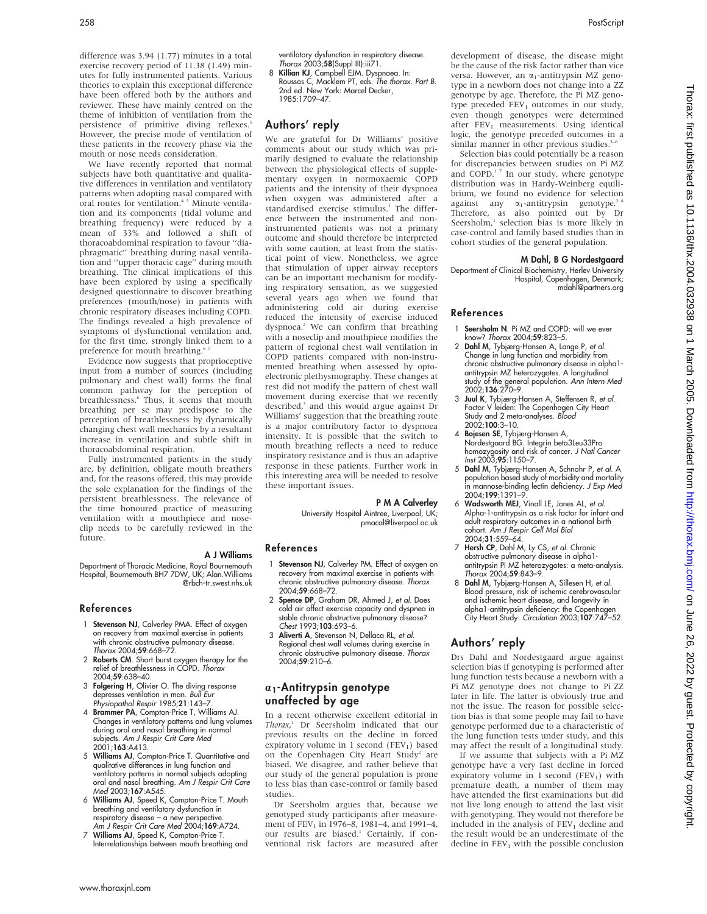difference was 3.94 (1.77) minutes in a total exercise recovery period of 11.38 (1.49) minutes for fully instrumented patients. Various theories to explain this exceptional difference have been offered both by the authors and reviewer. These have mainly centred on the theme of inhibition of ventilation from the persistence of primitive diving reflexes.[3] However, the precise mode of ventilation of these patients in the recovery phase via the mouth or nose needs consideration.

We have recently reported that normal subjects have both quantitative and qualitative differences in ventilation and ventilatory patterns when adopting nasal compared with oral routes for ventilation.[4 5] Minute ventilation and its components (tidal volume and breathing frequency) were reduced by a mean of 33% and followed a shift of thoracoabdominal respiration to favour ''diaphragmatic'' breathing during nasal ventilation and ''upper thoracic cage'' during mouth breathing. The clinical implications of this have been explored by using a specifically designed questionnaire to discover breathing preferences (mouth/nose) in patients with chronic respiratory diseases including COPD. The findings revealed a high prevalence of symptoms of dysfunctional ventilation and, for the first time, strongly linked them to a preference for mouth breathing.[6 7]

Evidence now suggests that proprioceptive input from a number of sources (including pulmonary and chest wall) forms the final common pathway for the perception of breathlessness.[8] Thus, it seems that mouth breathing per se may predispose to the perception of breathlessness by dynamically changing chest wall mechanics by a resultant increase in ventilation and subtle shift in thoracoabdominal respiration.

Fully instrumented patients in the study are, by definition, obligate mouth breathers and, for the reasons offered, this may provide the sole explanation for the findings of the persistent breathlessness. The relevance of the time honoured practice of measuring ventilation with a mouthpiece and noseclip needs to be carefully reviewed in the future.

**A J Williams**

Department of Thoracic Medicine, Royal Bournemouth Hospital, Bournemouth BH7 7DW, UK; Alan.Williams@rbch-tr.swest.nhs.uk

## References

1. **Stevenson NJ**, Calverley PMA. Effect of oxygen on recovery from maximal exercise in patients with chronic obstructive pulmonary disease. *Thorax* 2004;**59**:668–72.
2. **Roberts CM**. Short burst oxygen therapy for the relief of breathlessness in COPD. *Thorax* 2004;**59**:638–40.
3. **Folgering H**, Olivier O. The diving response depresses ventilation in man. *Bull Eur Physiopathol Respir* 1985;**21**:143–7.
4. **Brammer PA**, Compton-Price T, Williams AJ. Changes in ventilatory patterns and lung volumes during oral and nasal breathing in normal subjects. *Am J Respir Crit Care Med* 2001;**163**:A413.
5. **Williams AJ**, Compton-Price T. Quantitative and qualitative differences in lung function and ventilatory patterns in normal subjects adopting oral and nasal breathing. *Am J Respir Crit Care Med* 2003;**167**:A545.
6. **Williams AJ**, Speed K, Compton-Price T. Mouth breathing and ventilatory dysfunction in respiratory disease – a new perspective. *Am J Respir Crit Care Med* 2004;**169**:A724.
7. **Williams AJ**, Speed K, Compton-Price T. Interrelationships between mouth breathing and ventilatory dysfunction in respiratory disease. *Thorax* 2003;**58**(Suppl III):iii71.
8. **Killian KJ**, Campbell EJM. Dyspnoea. In: Roussos C, Macklem PT, eds. *The thorax. Part B*. 2nd ed. New York: Marcel Decker, 1985:1709–47.

## Authors' reply

We are grateful for Dr Williams' positive comments about our study which was primarily designed to evaluate the relationship between the physiological effects of supplementary oxygen in normoxaemic COPD patients and the intensity of their dyspnoea when oxygen was administered after a standardised exercise stimulus.[1] The difference between the instrumented and non-instrumented patients was not a primary outcome and should therefore be interpreted with some caution, at least from the statistical point of view. Nonetheless, we agree that stimulation of upper airway receptors can be an important mechanism for modifying respiratory sensation, as we suggested several years ago when we found that administering cold air during exercise reduced the intensity of exercise induced dyspnoea.[2] We can confirm that breathing with a noseclip and mouthpiece modifies the pattern of regional chest wall ventilation in COPD patients compared with non-instrumented breathing when assessed by opto-electronic plethysmography. These changes at rest did not modify the pattern of chest wall movement during exercise that we recently described,[3] and this would argue against Dr Williams' suggestion that the breathing route is a major contributory factor to dyspnoea intensity. It is possible that the switch to mouth breathing reflects a need to reduce inspiratory resistance and is thus an adaptive response in these patients. Further work in this interesting area will be needed to resolve these important issues.

**P M A Calverley**

University Hospital Aintree, Liverpool, UK; pmacal@liverpool.ac.uk

## References

1. **Stevenson NJ**, Calverley PM. Effect of oxygen on recovery from maximal exercise in patients with chronic obstructive pulmonary disease. *Thorax* 2004;**59**:668–72.
2. **Spence DP**, Graham DR, Ahmed J, *et al*. Does cold air affect exercise capacity and dyspnea in stable chronic obstructive pulmonary disease? *Chest* 1993;**103**:693–6.
3. **Aliverti A**, Stevenson N, Dellaca RL, *et al*. Regional chest wall volumes during exercise in chronic obstructive pulmonary disease. *Thorax* 2004;**59**:210–6.

## $\alpha_1$-Antitrypsin genotype unaffected by age

In a recent otherwise excellent editorial in *Thorax*,[1] Dr Seersholm indicated that our previous results on the decline in forced expiratory volume in 1 second ($FEV_1$) based on the Copenhagen City Heart Study[2] are biased. We disagree, and rather believe that our study of the general population is prone to less bias than case-control or family based studies.

Dr Seersholm argues that, because we genotyped study participants after measurement of $FEV_1$ in 1976–8, 1981–4, and 1991–4, our results are biased.[1] Certainly, if conventional risk factors are measured after development of disease, the disease might be the cause of the risk factor rather than vice versa. However, an $\alpha_1$-antitrypsin MZ genotype in a newborn does not change into a ZZ genotype by age. Therefore, the Pi MZ genotype preceded $FEV_1$ outcomes in our study, even though genotypes were determined after $FEV_1$ measurements. Using identical logic, the genotype preceded outcomes in a similar manner in other previous studies.[3–6]

Selection bias could potentially be a reason for discrepancies between studies on Pi MZ and COPD.[1 7] In our study, where genotype distribution was in Hardy-Weinberg equilibrium, we found no evidence for selection against any $\alpha_1$-antitrypsin genotype.[2 8] Therefore, as also pointed out by Dr Seersholm,[1] selection bias is more likely in case-control and family based studies than in cohort studies of the general population.

**M Dahl, B G Nordestgaard**

Department of Clinical Biochemistry, Herlev University Hospital, Copenhagen, Denmark; mdahl@partners.org

## References

1. **Seersholm N**. Pi MZ and COPD: will we ever know? *Thorax* 2004;**59**:823–5.
2. **Dahl M**, Tybjærg-Hansen A, Lange P, *et al*. Change in lung function and morbidity from chronic obstructive pulmonary disease in alpha1-antitrypsin MZ heterozygotes. A longitudinal study of the general population. *Ann Intern Med* 2002;**136**:270–9.
3. **Juul K**, Tybjærg-Hansen A, Steffensen R, *et al*. Factor V leiden: The Copenhagen City Heart Study and 2 meta-analyses. *Blood* 2002;**100**:3–10.
4. **Bojesen SE**, Tybjærg-Hansen A, Nordestgaard BG. Integrin beta3Leu33Pro homozygosity and risk of cancer. *J Natl Cancer Inst* 2003;**95**:1150–7.
5. **Dahl M**, Tybjærg-Hansen A, Schnohr P, *et al*. A population based study of morbidity and mortality in mannose-binding lectin deficiency. *J Exp Med* 2004;**199**:1391–9.
6. **Wadsworth MEJ**, Vinall LE, Jones AL, *et al*. Alpha-1-antitrypsin as a risk factor for infant and adult respiratory outcomes in a national birth cohort. *Am J Respir Cell Mol Biol* 2004;**31**:559–64.
7. **Hersh CP**, Dahl M, Ly CS, *et al*. Chronic obstructive pulmonary disease in alpha1-antitrypsin PI MZ heterozygotes: a meta-analysis. *Thorax* 2004;**59**:843–9.
8. **Dahl M**, Tybjærg-Hansen A, Sillesen H, *et al*. Blood pressure, risk of ischemic cerebrovascular and ischemic heart disease, and longevity in alpha1-antitrypsin deficiency: the Copenhagen City Heart Study. *Circulation* 2003;**107**:747–52.

## Authors' reply

Drs Dahl and Nordestgaard argue against selection bias if genotyping is performed after lung function tests because a newborn with a Pi MZ genotype does not change to Pi ZZ later in life. The latter is obviously true and not the issue. The reason for possible selection bias is that some people may fail to have genotype performed due to a characteristic of the lung function tests under study, and this may affect the result of a longitudinal study.

If we assume that subjects with a Pi MZ genotype have a very fast decline in forced expiratory volume in 1 second ($FEV_1$) with premature death, a number of them may have attended the first examinations but did not live long enough to attend the last visit with genotyping. They would not therefore be included in the analysis of $FEV_1$ decline and the result would be an underestimate of the decline in $FEV_1$ with the possible conclusion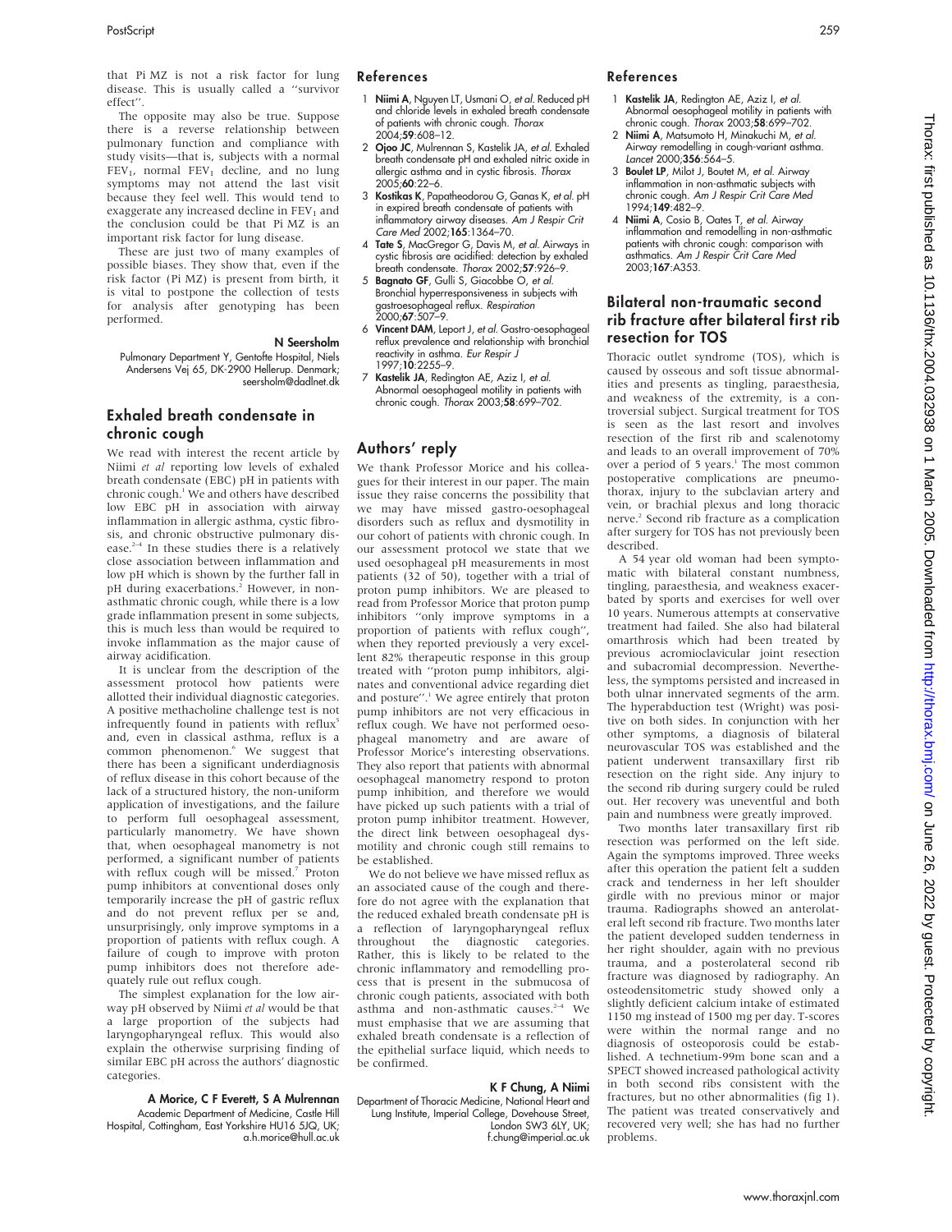that Pi MZ is not a risk factor for lung disease. This is usually called a ''survivor effect''.

The opposite may also be true. Suppose there is a reverse relationship between pulmonary function and compliance with study visits—that is, subjects with a normal $FEV_1$, normal $FEV_1$ decline, and no lung symptoms may not attend the last visit because they feel well. This would tend to exaggerate any increased decline in $FEV_1$ and the conclusion could be that Pi MZ is an important risk factor for lung disease.

These are just two of many examples of possible biases. They show that, even if the risk factor (Pi MZ) is present from birth, it is vital to postpone the collection of tests for analysis after genotyping has been performed.

**N Seersholm**

Pulmonary Department Y, Gentofte Hospital, Niels Andersens Vej 65, DK-2900 Hellerup. Denmark; seersholm@dadlnet.dk

## Exhaled breath condensate in chronic cough

We read with interest the recent article by Niimi *et al* reporting low levels of exhaled breath condensate (EBC) pH in patients with chronic cough.[1] We and others have described low EBC pH in association with airway inflammation in allergic asthma, cystic fibrosis, and chronic obstructive pulmonary disease.[2–4] In these studies there is a relatively close association between inflammation and low pH which is shown by the further fall in pH during exacerbations.[2] However, in nonasthmatic chronic cough, while there is a low grade inflammation present in some subjects, this is much less than would be required to invoke inflammation as the major cause of airway acidification.

It is unclear from the description of the assessment protocol how patients were allotted their individual diagnostic categories. A positive methacholine challenge test is not infrequently found in patients with reflux[5] and, even in classical asthma, reflux is a common phenomenon.[6] We suggest that there has been a significant underdiagnosis of reflux disease in this cohort because of the lack of a structured history, the non-uniform application of investigations, and the failure to perform full oesophageal assessment, particularly manometry. We have shown that, when oesophageal manometry is not performed, a significant number of patients with reflux cough will be missed.[7] Proton pump inhibitors at conventional doses only temporarily increase the pH of gastric reflux and do not prevent reflux per se and, unsurprisingly, only improve symptoms in a proportion of patients with reflux cough. A failure of cough to improve with proton pump inhibitors does not therefore adequately rule out reflux cough.

The simplest explanation for the low airway pH observed by Niimi *et al* would be that a large proportion of the subjects had laryngopharyngeal reflux. This would also explain the otherwise surprising finding of similar EBC pH across the authors' diagnostic categories.

**A Morice, C F Everett, S A Mulrennan**

Academic Department of Medicine, Castle Hill Hospital, Cottingham, East Yorkshire HU16 5JQ, UK; a.h.morice@hull.ac.uk

### References

1. **Niimi A**, Nguyen LT, Usmani O, *et al*. Reduced pH and chloride levels in exhaled breath condensate of patients with chronic cough. *Thorax* 2004;**59**:608–12.
2. **Ojoo JC**, Mulrennan S, Kastelik JA, *et al*. Exhaled breath condensate pH and exhaled nitric oxide in allergic asthma and in cystic fibrosis. *Thorax* 2005;**60**:22–6.
3. **Kostikas K**, Papatheodorou G, Ganas K, *et al*. pH in expired breath condensate of patients with inflammatory airway diseases. *Am J Respir Crit Care Med* 2002;**165**:1364–70.
4. **Tate S**, MacGregor G, Davis M, *et al*. Airways in cystic fibrosis are acidified: detection by exhaled breath condensate. *Thorax* 2002;**57**:926–9.
5. **Bagnato GF**, Gulli S, Giacobbe O, *et al*. Bronchial hyperresponsiveness in subjects with gastroesophageal reflux. *Respiration* 2000;**67**:507–9.
6. **Vincent DAM**, Leport J, *et al*. Gastro-oesophageal reflux prevalence and relationship with bronchial reactivity in asthma. *Eur Respir J* 1997;**10**:2255–9.
7. **Kastelik JA**, Redington AE, Aziz I, *et al*. Abnormal oesophageal motility in patients with chronic cough. *Thorax* 2003;**58**:699–702.

## Authors' reply

We thank Professor Morice and his colleagues for their interest in our paper. The main issue they raise concerns the possibility that we may have missed gastro-oesophageal disorders such as reflux and dysmotility in our cohort of patients with chronic cough. In our assessment protocol we state that we used oesophageal pH measurements in most patients (32 of 50), together with a trial of proton pump inhibitors. We are pleased to read from Professor Morice that proton pump inhibitors ''only improve symptoms in a proportion of patients with reflux cough'', when they reported previously a very excellent 82% therapeutic response in this group treated with ''proton pump inhibitors, alginates and conventional advice regarding diet and posture''.[1] We agree entirely that proton pump inhibitors are not very efficacious in reflux cough. We have not performed oesophageal manometry and are aware of Professor Morice's interesting observations. They also report that patients with abnormal oesophageal manometry respond to proton pump inhibition, and therefore we would have picked up such patients with a trial of proton pump inhibitor treatment. However, the direct link between oesophageal dysmotility and chronic cough still remains to be established.

We do not believe we have missed reflux as an associated cause of the cough and therefore do not agree with the explanation that the reduced exhaled breath condensate pH is a reflection of laryngopharyngeal reflux throughout the diagnostic categories. Rather, this is likely to be related to the chronic inflammatory and remodelling process that is present in the submucosa of chronic cough patients, associated with both asthma and non-asthmatic causes.[2–4] We must emphasise that we are assuming that exhaled breath condensate is a reflection of the epithelial surface liquid, which needs to be confirmed.

**K F Chung, A Niimi**

Department of Thoracic Medicine, National Heart and Lung Institute, Imperial College, Dovehouse Street, London SW3 6LY, UK; f.chung@imperial.ac.uk

### References

1. **Kastelik JA**, Redington AE, Aziz I, *et al*. Abnormal oesophageal motility in patients with chronic cough. *Thorax* 2003;**58**:699–702.
2. **Niimi A**, Matsumoto H, Minakuchi M, *et al*. Airway remodelling in cough-variant asthma. *Lancet* 2000;**356**:564–5.
3. **Boulet LP**, Milot J, Boutet M, *et al*. Airway inflammation in non-asthmatic subjects with chronic cough. *Am J Respir Crit Care Med* 1994;**149**:482–9.
4. **Niimi A**, Cosio B, Oates T, *et al*. Airway inflammation and remodelling in non-asthmatic patients with chronic cough: comparison with asthmatics. *Am J Respir Crit Care Med* 2003;**167**:A353.

## Bilateral non-traumatic second rib fracture after bilateral first rib resection for TOS

Thoracic outlet syndrome (TOS), which is caused by osseous and soft tissue abnormalities and presents as tingling, paraesthesia, and weakness of the extremity, is a controversial subject. Surgical treatment for TOS is seen as the last resort and involves resection of the first rib and scalenotomy and leads to an overall improvement of 70% over a period of 5 years.[1] The most common postoperative complications are pneumothorax, injury to the subclavian artery and vein, or brachial plexus and long thoracic nerve.[2] Second rib fracture as a complication after surgery for TOS has not previously been described.

A 54 year old woman had been symptomatic with bilateral constant numbness, tingling, paraesthesia, and weakness exacerbated by sports and exercises for well over 10 years. Numerous attempts at conservative treatment had failed. She also had bilateral omarthrosis which had been treated by previous acromioclavicular joint resection and subacromial decompression. Nevertheless, the symptoms persisted and increased in both ulnar innervated segments of the arm. The hyperabduction test (Wright) was positive on both sides. In conjunction with her other symptoms, a diagnosis of bilateral neurovascular TOS was established and the patient underwent transaxillary first rib resection on the right side. Any injury to the second rib during surgery could be ruled out. Her recovery was uneventful and both pain and numbness were greatly improved.

Two months later transaxillary first rib resection was performed on the left side. Again the symptoms improved. Three weeks after this operation the patient felt a sudden crack and tenderness in her left shoulder girdle with no previous minor or major trauma. Radiographs showed an anterolateral left second rib fracture. Two months later the patient developed sudden tenderness in her right shoulder, again with no previous trauma, and a posterolateral second rib fracture was diagnosed by radiography. An osteodensitometric study showed only a slightly deficient calcium intake of estimated 1150 mg instead of 1500 mg per day. T-scores were within the normal range and no diagnosis of osteoporosis could be established. A technetium-99m bone scan and a SPECT showed increased pathological activity in both second ribs consistent with the fractures, but no other abnormalities (fig 1). The patient was treated conservatively and recovered very well; she has had no further problems.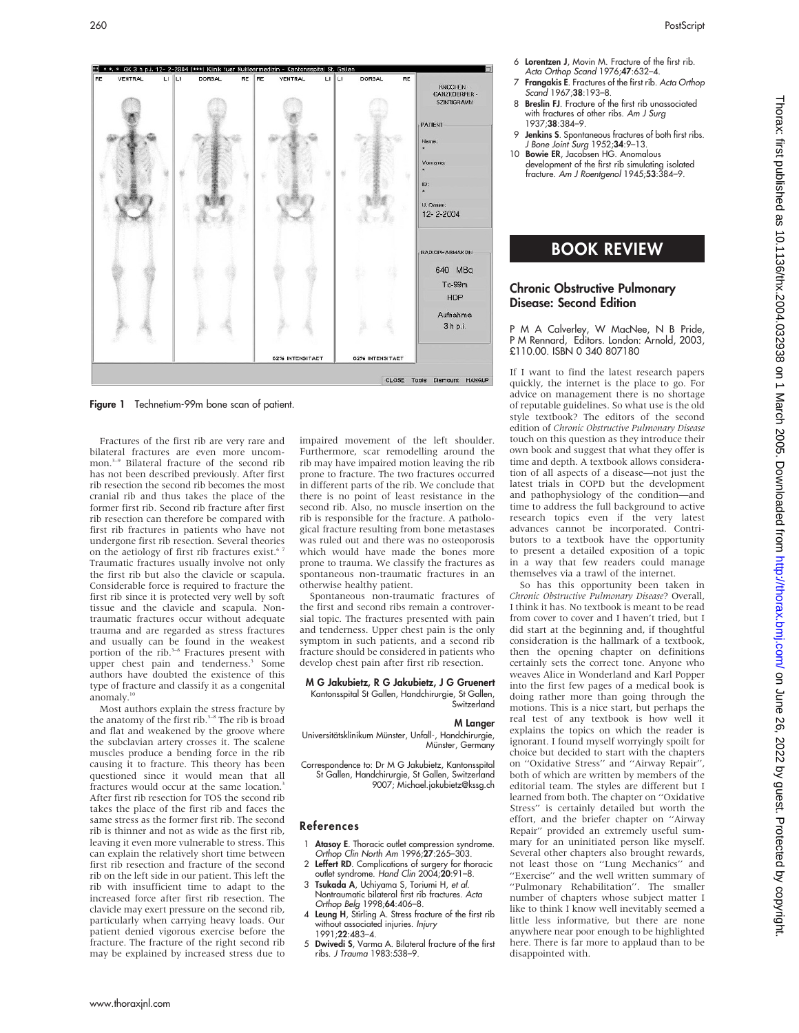Figure 1 Technetium-99m bone scan of patient.

Fractures of the first rib are very rare and bilateral fractures are even more uncommon.[3–9] Bilateral fracture of the second rib has not been described previously. After first rib resection the second rib becomes the most cranial rib and thus takes the place of the former first rib. Second rib fracture after first rib resection can therefore be compared with first rib fractures in patients who have not undergone first rib resection. Several theories on the aetiology of first rib fractures exist.[6 7] Traumatic fractures usually involve not only the first rib but also the clavicle or scapula. Considerable force is required to fracture the first rib since it is protected very well by soft tissue and the clavicle and scapula. Non-traumatic fractures occur without adequate trauma and are regarded as stress fractures and usually can be found in the weakest portion of the rib.[3–8] Fractures present with upper chest pain and tenderness.[3] Some authors have doubted the existence of this type of fracture and classify it as a congenital anomaly.[10]

Most authors explain the stress fracture by the anatomy of the first rib.[3–8] The rib is broad and flat and weakened by the groove where the subclavian artery crosses it. The scalene muscles produce a bending force in the rib causing it to fracture. This theory has been questioned since it would mean that all fractures would occur at the same location.[3] After first rib resection for TOS the second rib takes the place of the first rib and faces the same stress as the former first rib. The second rib is thinner and not as wide as the first rib, leaving it even more vulnerable to stress. This can explain the relatively short time between first rib resection and fracture of the second rib on the left side in our patient. This left the rib with insufficient time to adapt to the increased force after first rib resection. The clavicle may exert pressure on the second rib, particularly when carrying heavy loads. Our patient denied vigorous exercise before the fracture. The fracture of the right second rib may be explained by increased stress due to impaired movement of the left shoulder. Furthermore, scar remodelling around the rib may have impaired motion leaving the rib prone to fracture. The two fractures occurred in different parts of the rib. We conclude that there is no point of least resistance in the second rib. Also, no muscle insertion on the rib is responsible for the fracture. A pathological fracture resulting from bone metastases was ruled out and there was no osteoporosis which would have made the bones more prone to trauma. We classify the fractures as spontaneous non-traumatic fractures in an otherwise healthy patient.

Spontaneous non-traumatic fractures of the first and second ribs remain a controversial topic. The fractures presented with pain and tenderness. Upper chest pain is the only symptom in such patients, and a second rib fracture should be considered in patients who develop chest pain after first rib resection.

**M G Jakubietz, R G Jakubietz, J G Gruenert**
Kantonsspital St Gallen, Handchirurgie, St Gallen, Switzerland

**M Langer**
Universitätsklinikum Münster, Unfall-, Handchirurgie, Münster, Germany

Correspondence to: Dr M G Jakubietz, Kantonsspital St Gallen, Handchirurgie, St Gallen, Switzerland 9007; Michael.jakubietz@kssg.ch

## References

1. **Atasoy E**. Thoracic outlet compression syndrome. *Orthop Clin North Am* 1996;**27**:265–303.
2. **Leffert RD**. Complications of surgery for thoracic outlet syndrome. *Hand Clin* 2004;**20**:91–8.
3. **Tsukada A**, Uchiyama S, Toriumi H, *et al*. Nontraumatic bilateral first rib fractures. *Acta Orthop Belg* 1998;**64**:406–8.
4. **Leung H**, Stirling A. Stress fracture of the first rib without associated injuries. *Injury* 1991;**22**:483–4.
5. **Dwivedi S**, Varma A. Bilateral fracture of the first ribs. *J Trauma* 1983:538–9.
6. **Lorentzen J**, Movin M. Fracture of the first rib. *Acta Orthop Scand* 1976;**47**:632–4.
7. **Frangakis E**. Fractures of the first rib. *Acta Orthop Scand* 1967;**38**:193–8.
8. **Breslin FJ**. Fracture of the first rib unassociated with fractures of other ribs. *Am J Surg* 1937;**38**:384–9.
9. **Jenkins S**. Spontaneous fractures of both first ribs. *J Bone Joint Surg* 1952;**34**:9–13.
10. **Bowie ER**, Jacobsen HG. Anomalous development of the first rib simulating isolated fracture. *Am J Roentgenol* 1945;**53**:384–9.

# BOOK REVIEW

## Chronic Obstructive Pulmonary Disease: Second Edition

P M A Calverley, W MacNee, N B Pride, P M Rennard, Editors. London: Arnold, 2003, £110.00. ISBN 0 340 807180

If I want to find the latest research papers quickly, the internet is the place to go. For advice on management there is no shortage of reputable guidelines. So what use is the old style textbook? The editors of the second edition of *Chronic Obstructive Pulmonary Disease* touch on this question as they introduce their own book and suggest that what they offer is time and depth. A textbook allows consideration of all aspects of a disease—not just the latest trials in COPD but the development and pathophysiology of the condition—and time to address the full background to active research topics even if the very latest advances cannot be incorporated. Contributors to a textbook have the opportunity to present a detailed exposition of a topic in a way that few readers could manage themselves via a trawl of the internet.

So has this opportunity been taken in *Chronic Obstructive Pulmonary Disease*? Overall, I think it has. No textbook is meant to be read from cover to cover and I haven't tried, but I did start at the beginning and, if thoughtful consideration is the hallmark of a textbook, then the opening chapter on definitions certainly sets the correct tone. Anyone who weaves Alice in Wonderland and Karl Popper into the first few pages of a medical book is doing rather more than going through the motions. This is a nice start, but perhaps the real test of any textbook is how well it explains the topics on which the reader is ignorant. I found myself worryingly spoilt for choice but decided to start with the chapters on "Oxidative Stress" and "Airway Repair", both of which are written by members of the editorial team. The styles are different but I learned from both. The chapter on "Oxidative Stress" is certainly detailed but worth the effort, and the briefer chapter on "Airway Repair" provided an extremely useful summary for an uninitiated person like myself. Several other chapters also brought rewards, not least those on "Lung Mechanics" and "Exercise" and the well written summary of "Pulmonary Rehabilitation". The smaller number of chapters whose subject matter I like to think I know well inevitably seemed a little less informative, but there are none anywhere near poor enough to be highlighted here. There is far more to applaud than to be disappointed with.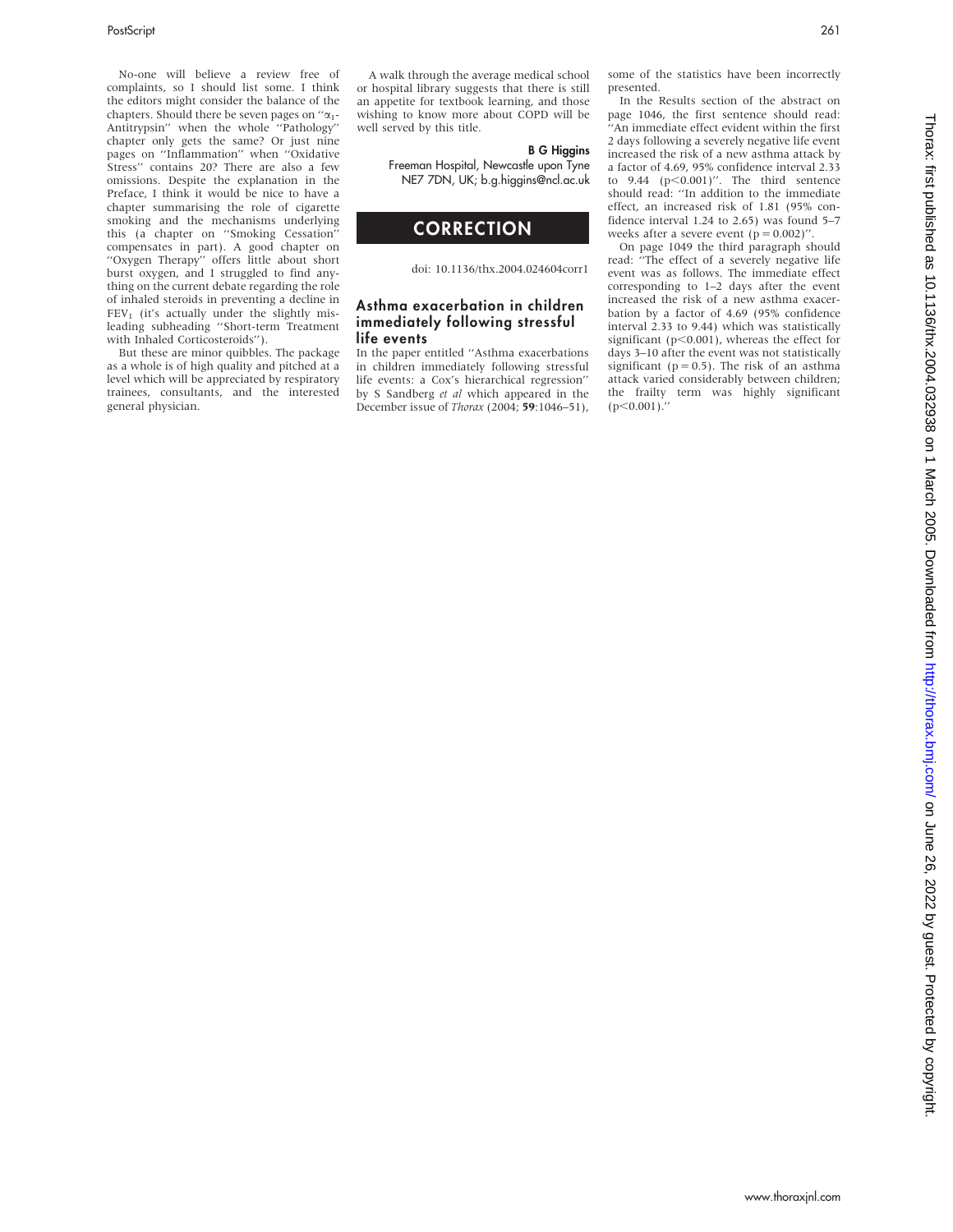No-one will believe a review free of complaints, so I should list some. I think the editors might consider the balance of the chapters. Should there be seven pages on ''$\alpha_1$-Antitrypsin'' when the whole ''Pathology'' chapter only gets the same? Or just nine pages on ''Inflammation'' when ''Oxidative Stress'' contains 20? There are also a few omissions. Despite the explanation in the Preface, I think it would be nice to have a chapter summarising the role of cigarette smoking and the mechanisms underlying this (a chapter on ''Smoking Cessation'' compensates in part). A good chapter on ''Oxygen Therapy'' offers little about short burst oxygen, and I struggled to find anything on the current debate regarding the role of inhaled steroids in preventing a decline in $FEV_1$ (it's actually under the slightly misleading subheading ''Short-term Treatment with Inhaled Corticosteroids'').

But these are minor quibbles. The package as a whole is of high quality and pitched at a level which will be appreciated by respiratory trainees, consultants, and the interested general physician.

A walk through the average medical school or hospital library suggests that there is still an appetite for textbook learning, and those wishing to know more about COPD will be well served by this title.

**B G Higgins**
Freeman Hospital, Newcastle upon Tyne NE7 7DN, UK; b.g.higgins@ncl.ac.uk

# CORRECTION

doi: 10.1136/thx.2004.024604corr1

## Asthma exacerbation in children immediately following stressful life events

In the paper entitled ''Asthma exacerbations in children immediately following stressful life events: a Cox's hierarchical regression'' by S Sandberg *et al* which appeared in the December issue of *Thorax* (2004; **59**:1046–51), some of the statistics have been incorrectly presented.

In the Results section of the abstract on page 1046, the first sentence should read: ''An immediate effect evident within the first 2 days following a severely negative life event increased the risk of a new asthma attack by a factor of 4.69, 95% confidence interval 2.33 to 9.44 ($p<0.001$)''. The third sentence should read: ''In addition to the immediate effect, an increased risk of 1.81 (95% confidence interval 1.24 to 2.65) was found 5–7 weeks after a severe event ($p = 0.002$)''.

On page 1049 the third paragraph should read: ''The effect of a severely negative life event was as follows. The immediate effect corresponding to 1–2 days after the event increased the risk of a new asthma exacerbation by a factor of 4.69 (95% confidence interval 2.33 to 9.44) which was statistically significant ($p<0.001$), whereas the effect for days 3–10 after the event was not statistically significant ($p = 0.5$). The risk of an asthma attack varied considerably between children; the frailty term was highly significant ($p<0.001$).''